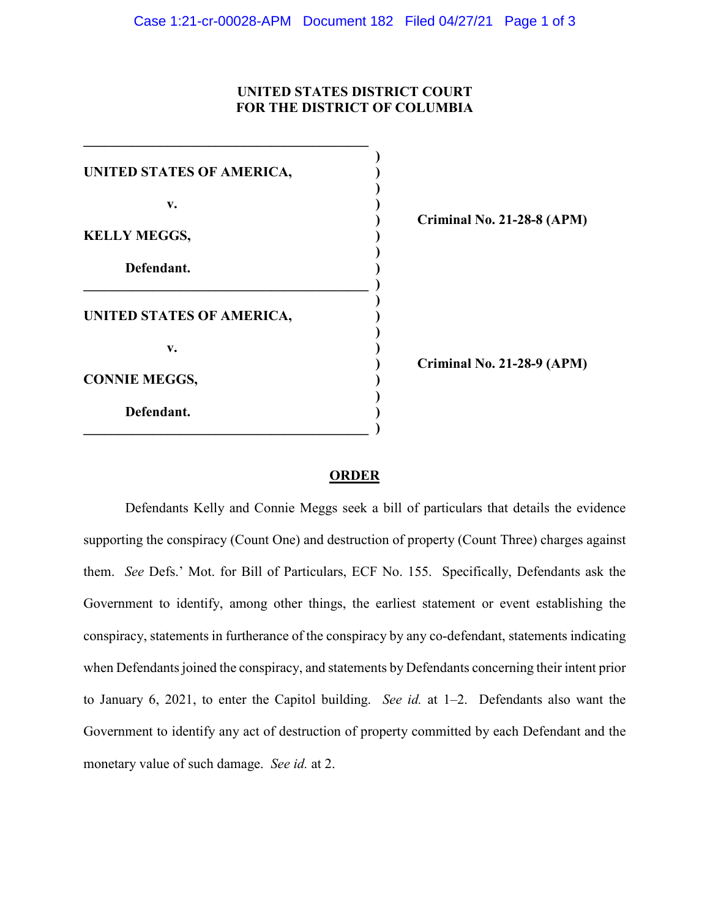**UNITED STATES DISTRICT COURT**
**FOR THE DISTRICT OF COLUMBIA**

| | |
|---|---|
| **UNITED STATES OF AMERICA,**<br><br>**v.**<br><br>**KELLY MEGGS,**<br><br>**Defendant.** | **Criminal No. 21-28-8 (APM)** |
| **UNITED STATES OF AMERICA,**<br><br>**v.**<br><br>**CONNIE MEGGS,**<br><br>**Defendant.** | **Criminal No. 21-28-9 (APM)** |

## ORDER

Defendants Kelly and Connie Meggs seek a bill of particulars that details the evidence supporting the conspiracy (Count One) and destruction of property (Count Three) charges against them. *See* Defs.' Mot. for Bill of Particulars, ECF No. 155. Specifically, Defendants ask the Government to identify, among other things, the earliest statement or event establishing the conspiracy, statements in furtherance of the conspiracy by any co-defendant, statements indicating when Defendants joined the conspiracy, and statements by Defendants concerning their intent prior to January 6, 2021, to enter the Capitol building. *See id.* at 1–2. Defendants also want the Government to identify any act of destruction of property committed by each Defendant and the monetary value of such damage. *See id.* at 2.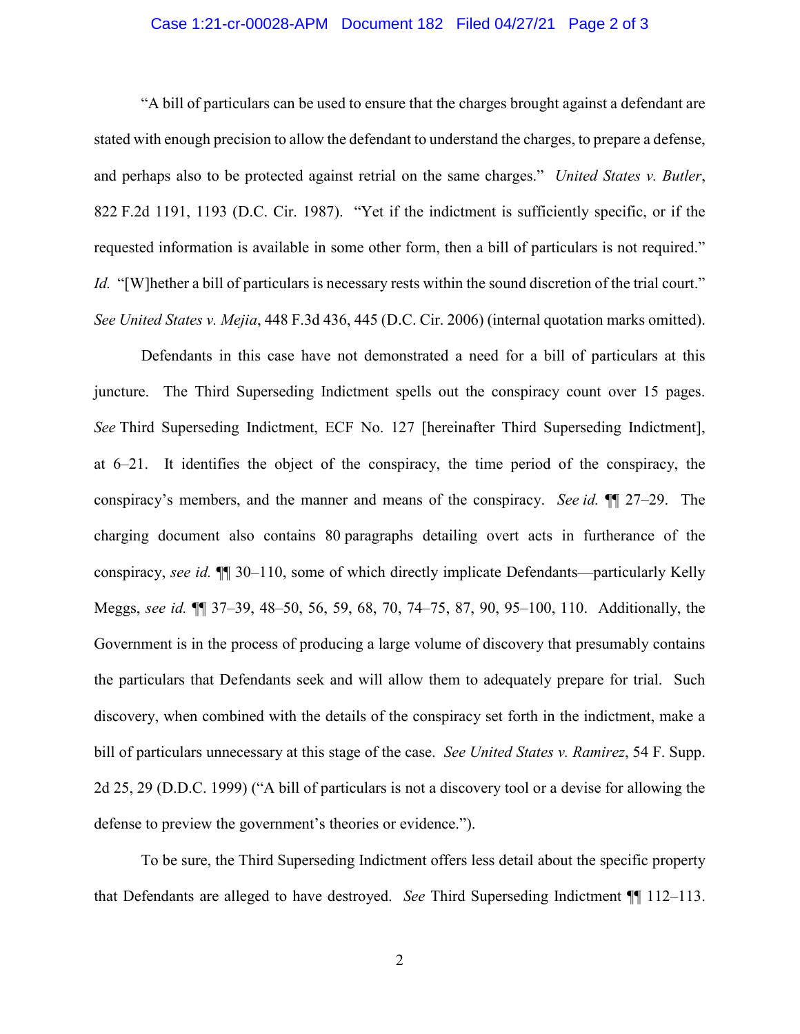"A bill of particulars can be used to ensure that the charges brought against a defendant are stated with enough precision to allow the defendant to understand the charges, to prepare a defense, and perhaps also to be protected against retrial on the same charges." *United States v. Butler*, 822 F.2d 1191, 1193 (D.C. Cir. 1987). "Yet if the indictment is sufficiently specific, or if the requested information is available in some other form, then a bill of particulars is not required." *Id.* "[W]hether a bill of particulars is necessary rests within the sound discretion of the trial court." *See United States v. Mejia*, 448 F.3d 436, 445 (D.C. Cir. 2006) (internal quotation marks omitted).

Defendants in this case have not demonstrated a need for a bill of particulars at this juncture. The Third Superseding Indictment spells out the conspiracy count over 15 pages. *See* Third Superseding Indictment, ECF No. 127 [hereinafter Third Superseding Indictment], at 6–21. It identifies the object of the conspiracy, the time period of the conspiracy, the conspiracy's members, and the manner and means of the conspiracy. *See id.* ¶¶ 27–29. The charging document also contains 80 paragraphs detailing overt acts in furtherance of the conspiracy, *see id.* ¶¶ 30–110, some of which directly implicate Defendants—particularly Kelly Meggs, *see id.* ¶¶ 37–39, 48–50, 56, 59, 68, 70, 74–75, 87, 90, 95–100, 110. Additionally, the Government is in the process of producing a large volume of discovery that presumably contains the particulars that Defendants seek and will allow them to adequately prepare for trial. Such discovery, when combined with the details of the conspiracy set forth in the indictment, make a bill of particulars unnecessary at this stage of the case. *See United States v. Ramirez*, 54 F. Supp. 2d 25, 29 (D.D.C. 1999) ("A bill of particulars is not a discovery tool or a devise for allowing the defense to preview the government's theories or evidence.").

To be sure, the Third Superseding Indictment offers less detail about the specific property that Defendants are alleged to have destroyed. *See* Third Superseding Indictment ¶¶ 112–113.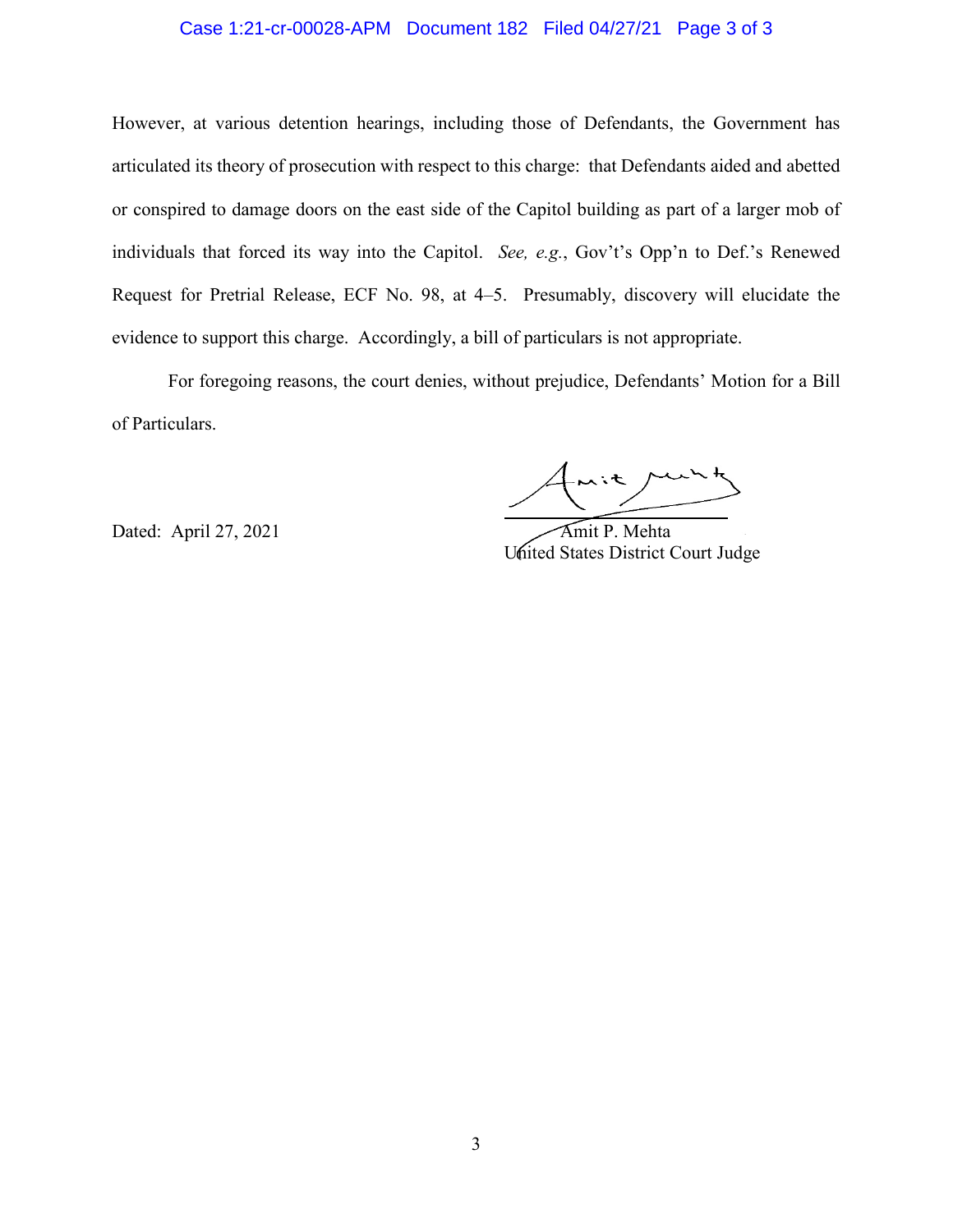However, at various detention hearings, including those of Defendants, the Government has articulated its theory of prosecution with respect to this charge: that Defendants aided and abetted or conspired to damage doors on the east side of the Capitol building as part of a larger mob of individuals that forced its way into the Capitol. *See, e.g.*, Gov't's Opp'n to Def.'s Renewed Request for Pretrial Release, ECF No. 98, at 4–5. Presumably, discovery will elucidate the evidence to support this charge. Accordingly, a bill of particulars is not appropriate.

For foregoing reasons, the court denies, without prejudice, Defendants' Motion for a Bill of Particulars.

Dated: April 27, 2021

Amit P. Mehta
United States District Court Judge